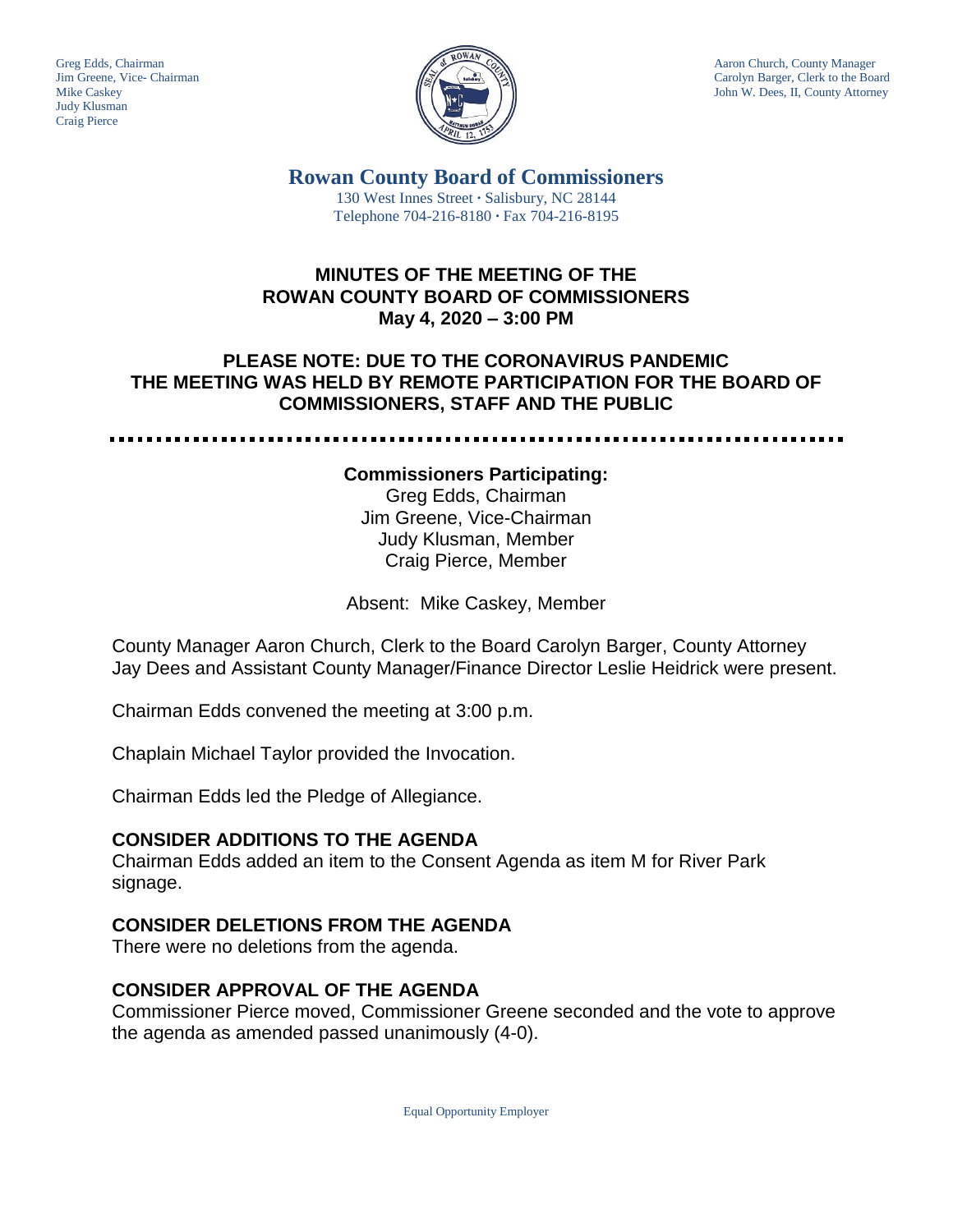Greg Edds, Chairman
Jim Greene, Vice- Chairman
Mike Caskey
Judy Klusman
Craig Pierce

Aaron Church, County Manager
Carolyn Barger, Clerk to the Board
John W. Dees, II, County Attorney

# Rowan County Board of Commissioners

130 West Innes Street · Salisbury, NC 28144
Telephone 704-216-8180 · Fax 704-216-8195

## MINUTES OF THE MEETING OF THE ROWAN COUNTY BOARD OF COMMISSIONERS May 4, 2020 – 3:00 PM

## PLEASE NOTE: DUE TO THE CORONAVIRUS PANDEMIC THE MEETING WAS HELD BY REMOTE PARTICIPATION FOR THE BOARD OF COMMISSIONERS, STAFF AND THE PUBLIC

**Commissioners Participating:**
Greg Edds, Chairman
Jim Greene, Vice-Chairman
Judy Klusman, Member
Craig Pierce, Member

Absent: Mike Caskey, Member

County Manager Aaron Church, Clerk to the Board Carolyn Barger, County Attorney Jay Dees and Assistant County Manager/Finance Director Leslie Heidrick were present.

Chairman Edds convened the meeting at 3:00 p.m.

Chaplain Michael Taylor provided the Invocation.

Chairman Edds led the Pledge of Allegiance.

### CONSIDER ADDITIONS TO THE AGENDA

Chairman Edds added an item to the Consent Agenda as item M for River Park signage.

### CONSIDER DELETIONS FROM THE AGENDA

There were no deletions from the agenda.

### CONSIDER APPROVAL OF THE AGENDA

Commissioner Pierce moved, Commissioner Greene seconded and the vote to approve the agenda as amended passed unanimously (4-0).

Equal Opportunity Employer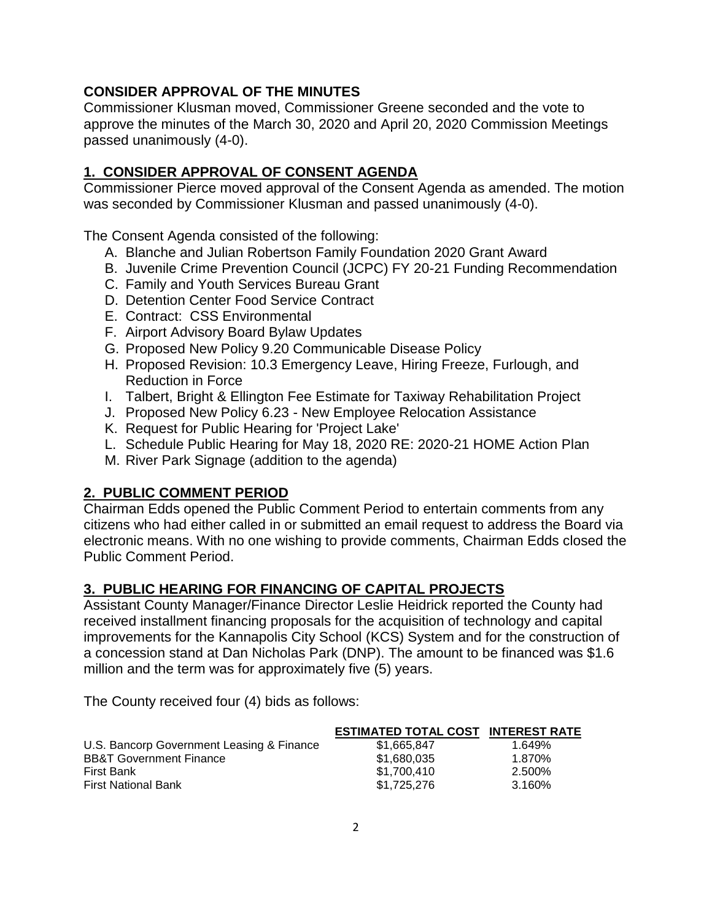**CONSIDER APPROVAL OF THE MINUTES**

Commissioner Klusman moved, Commissioner Greene seconded and the vote to approve the minutes of the March 30, 2020 and April 20, 2020 Commission Meetings passed unanimously (4-0).

## 1. CONSIDER APPROVAL OF CONSENT AGENDA

Commissioner Pierce moved approval of the Consent Agenda as amended. The motion was seconded by Commissioner Klusman and passed unanimously (4-0).

The Consent Agenda consisted of the following:

A. Blanche and Julian Robertson Family Foundation 2020 Grant Award
B. Juvenile Crime Prevention Council (JCPC) FY 20-21 Funding Recommendation
C. Family and Youth Services Bureau Grant
D. Detention Center Food Service Contract
E. Contract: CSS Environmental
F. Airport Advisory Board Bylaw Updates
G. Proposed New Policy 9.20 Communicable Disease Policy
H. Proposed Revision: 10.3 Emergency Leave, Hiring Freeze, Furlough, and Reduction in Force
I. Talbert, Bright & Ellington Fee Estimate for Taxiway Rehabilitation Project
J. Proposed New Policy 6.23 - New Employee Relocation Assistance
K. Request for Public Hearing for 'Project Lake'
L. Schedule Public Hearing for May 18, 2020 RE: 2020-21 HOME Action Plan
M. River Park Signage (addition to the agenda)

## 2. PUBLIC COMMENT PERIOD

Chairman Edds opened the Public Comment Period to entertain comments from any citizens who had either called in or submitted an email request to address the Board via electronic means. With no one wishing to provide comments, Chairman Edds closed the Public Comment Period.

## 3. PUBLIC HEARING FOR FINANCING OF CAPITAL PROJECTS

Assistant County Manager/Finance Director Leslie Heidrick reported the County had received installment financing proposals for the acquisition of technology and capital improvements for the Kannapolis City School (KCS) System and for the construction of a concession stand at Dan Nicholas Park (DNP). The amount to be financed was $1.6 million and the term was for approximately five (5) years.

The County received four (4) bids as follows:

| | ESTIMATED TOTAL COST | INTEREST RATE |
|---|---|---|
| U.S. Bancorp Government Leasing & Finance | $1,665,847 | 1.649% |
| BB&T Government Finance | $1,680,035 | 1.870% |
| First Bank | $1,700,410 | 2.500% |
| First National Bank | $1,725,276 | 3.160% |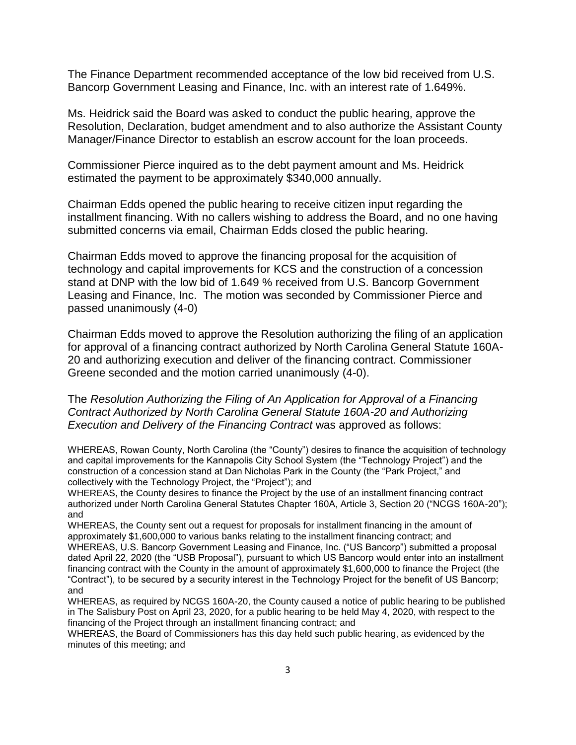The Finance Department recommended acceptance of the low bid received from U.S. Bancorp Government Leasing and Finance, Inc. with an interest rate of 1.649%.

Ms. Heidrick said the Board was asked to conduct the public hearing, approve the Resolution, Declaration, budget amendment and to also authorize the Assistant County Manager/Finance Director to establish an escrow account for the loan proceeds.

Commissioner Pierce inquired as to the debt payment amount and Ms. Heidrick estimated the payment to be approximately $340,000 annually.

Chairman Edds opened the public hearing to receive citizen input regarding the installment financing. With no callers wishing to address the Board, and no one having submitted concerns via email, Chairman Edds closed the public hearing.

Chairman Edds moved to approve the financing proposal for the acquisition of technology and capital improvements for KCS and the construction of a concession stand at DNP with the low bid of 1.649 % received from U.S. Bancorp Government Leasing and Finance, Inc. The motion was seconded by Commissioner Pierce and passed unanimously (4-0)

Chairman Edds moved to approve the Resolution authorizing the filing of an application for approval of a financing contract authorized by North Carolina General Statute 160A-20 and authorizing execution and deliver of the financing contract. Commissioner Greene seconded and the motion carried unanimously (4-0).

The *Resolution Authorizing the Filing of An Application for Approval of a Financing Contract Authorized by North Carolina General Statute 160A-20 and Authorizing Execution and Delivery of the Financing Contract* was approved as follows:

WHEREAS, Rowan County, North Carolina (the "County") desires to finance the acquisition of technology and capital improvements for the Kannapolis City School System (the "Technology Project") and the construction of a concession stand at Dan Nicholas Park in the County (the "Park Project," and collectively with the Technology Project, the "Project"); and

WHEREAS, the County desires to finance the Project by the use of an installment financing contract authorized under North Carolina General Statutes Chapter 160A, Article 3, Section 20 ("NCGS 160A-20"); and

WHEREAS, the County sent out a request for proposals for installment financing in the amount of approximately $1,600,000 to various banks relating to the installment financing contract; and

WHEREAS, U.S. Bancorp Government Leasing and Finance, Inc. ("US Bancorp") submitted a proposal dated April 22, 2020 (the "USB Proposal"), pursuant to which US Bancorp would enter into an installment financing contract with the County in the amount of approximately $1,600,000 to finance the Project (the "Contract"), to be secured by a security interest in the Technology Project for the benefit of US Bancorp; and

WHEREAS, as required by NCGS 160A-20, the County caused a notice of public hearing to be published in The Salisbury Post on April 23, 2020, for a public hearing to be held May 4, 2020, with respect to the financing of the Project through an installment financing contract; and

WHEREAS, the Board of Commissioners has this day held such public hearing, as evidenced by the minutes of this meeting; and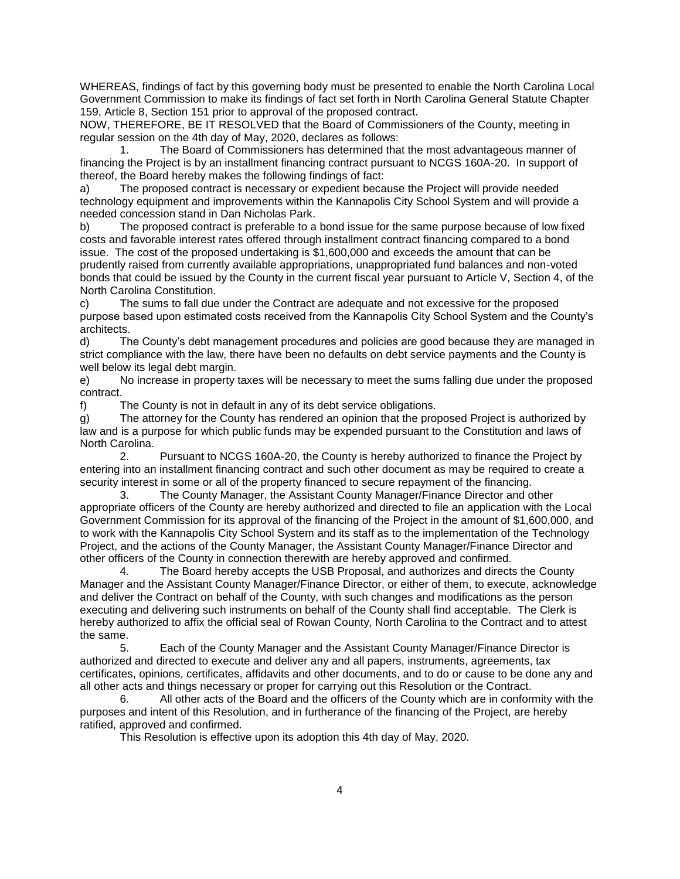WHEREAS, findings of fact by this governing body must be presented to enable the North Carolina Local Government Commission to make its findings of fact set forth in North Carolina General Statute Chapter 159, Article 8, Section 151 prior to approval of the proposed contract.

NOW, THEREFORE, BE IT RESOLVED that the Board of Commissioners of the County, meeting in regular session on the 4th day of May, 2020, declares as follows:

1. The Board of Commissioners has determined that the most advantageous manner of financing the Project is by an installment financing contract pursuant to NCGS 160A-20. In support of thereof, the Board hereby makes the following findings of fact:

a) The proposed contract is necessary or expedient because the Project will provide needed technology equipment and improvements within the Kannapolis City School System and will provide a needed concession stand in Dan Nicholas Park.

b) The proposed contract is preferable to a bond issue for the same purpose because of low fixed costs and favorable interest rates offered through installment contract financing compared to a bond issue. The cost of the proposed undertaking is $1,600,000 and exceeds the amount that can be prudently raised from currently available appropriations, unappropriated fund balances and non-voted bonds that could be issued by the County in the current fiscal year pursuant to Article V, Section 4, of the North Carolina Constitution.

c) The sums to fall due under the Contract are adequate and not excessive for the proposed purpose based upon estimated costs received from the Kannapolis City School System and the County's architects.

d) The County's debt management procedures and policies are good because they are managed in strict compliance with the law, there have been no defaults on debt service payments and the County is well below its legal debt margin.

e) No increase in property taxes will be necessary to meet the sums falling due under the proposed contract.

f) The County is not in default in any of its debt service obligations.

g) The attorney for the County has rendered an opinion that the proposed Project is authorized by law and is a purpose for which public funds may be expended pursuant to the Constitution and laws of North Carolina.

2. Pursuant to NCGS 160A-20, the County is hereby authorized to finance the Project by entering into an installment financing contract and such other document as may be required to create a security interest in some or all of the property financed to secure repayment of the financing.

3. The County Manager, the Assistant County Manager/Finance Director and other appropriate officers of the County are hereby authorized and directed to file an application with the Local Government Commission for its approval of the financing of the Project in the amount of $1,600,000, and to work with the Kannapolis City School System and its staff as to the implementation of the Technology Project, and the actions of the County Manager, the Assistant County Manager/Finance Director and other officers of the County in connection therewith are hereby approved and confirmed.

4. The Board hereby accepts the USB Proposal, and authorizes and directs the County Manager and the Assistant County Manager/Finance Director, or either of them, to execute, acknowledge and deliver the Contract on behalf of the County, with such changes and modifications as the person executing and delivering such instruments on behalf of the County shall find acceptable. The Clerk is hereby authorized to affix the official seal of Rowan County, North Carolina to the Contract and to attest the same.

5. Each of the County Manager and the Assistant County Manager/Finance Director is authorized and directed to execute and deliver any and all papers, instruments, agreements, tax certificates, opinions, certificates, affidavits and other documents, and to do or cause to be done any and all other acts and things necessary or proper for carrying out this Resolution or the Contract.

6. All other acts of the Board and the officers of the County which are in conformity with the purposes and intent of this Resolution, and in furtherance of the financing of the Project, are hereby ratified, approved and confirmed.

This Resolution is effective upon its adoption this 4th day of May, 2020.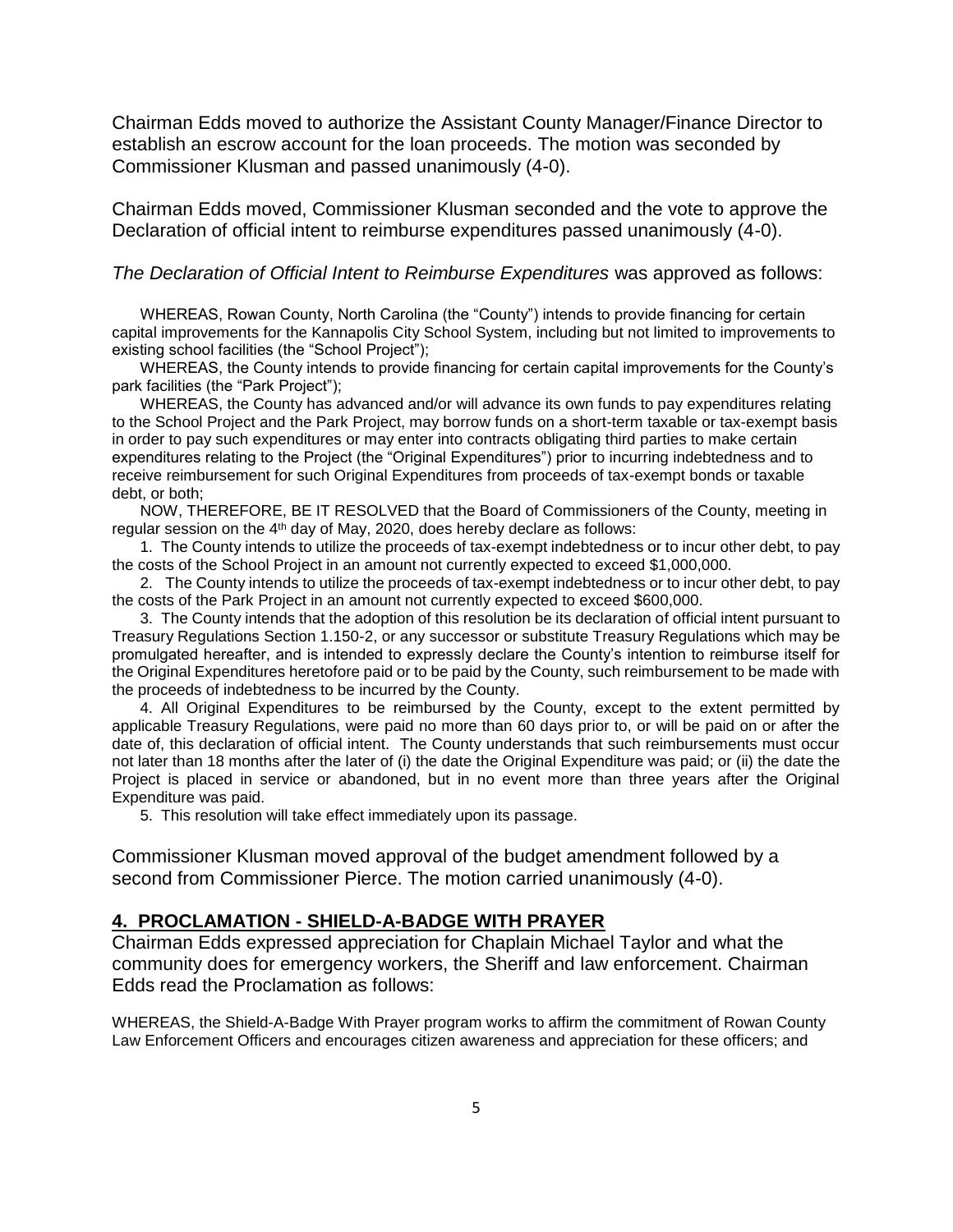Chairman Edds moved to authorize the Assistant County Manager/Finance Director to establish an escrow account for the loan proceeds. The motion was seconded by Commissioner Klusman and passed unanimously (4-0).

Chairman Edds moved, Commissioner Klusman seconded and the vote to approve the Declaration of official intent to reimburse expenditures passed unanimously (4-0).

*The Declaration of Official Intent to Reimburse Expenditures* was approved as follows:

WHEREAS, Rowan County, North Carolina (the "County") intends to provide financing for certain capital improvements for the Kannapolis City School System, including but not limited to improvements to existing school facilities (the "School Project");

WHEREAS, the County intends to provide financing for certain capital improvements for the County's park facilities (the "Park Project");

WHEREAS, the County has advanced and/or will advance its own funds to pay expenditures relating to the School Project and the Park Project, may borrow funds on a short-term taxable or tax-exempt basis in order to pay such expenditures or may enter into contracts obligating third parties to make certain expenditures relating to the Project (the "Original Expenditures") prior to incurring indebtedness and to receive reimbursement for such Original Expenditures from proceeds of tax-exempt bonds or taxable debt, or both;

NOW, THEREFORE, BE IT RESOLVED that the Board of Commissioners of the County, meeting in regular session on the 4th day of May, 2020, does hereby declare as follows:

1. The County intends to utilize the proceeds of tax-exempt indebtedness or to incur other debt, to pay the costs of the School Project in an amount not currently expected to exceed $1,000,000.

2. The County intends to utilize the proceeds of tax-exempt indebtedness or to incur other debt, to pay the costs of the Park Project in an amount not currently expected to exceed $600,000.

3. The County intends that the adoption of this resolution be its declaration of official intent pursuant to Treasury Regulations Section 1.150-2, or any successor or substitute Treasury Regulations which may be promulgated hereafter, and is intended to expressly declare the County's intention to reimburse itself for the Original Expenditures heretofore paid or to be paid by the County, such reimbursement to be made with the proceeds of indebtedness to be incurred by the County.

4. All Original Expenditures to be reimbursed by the County, except to the extent permitted by applicable Treasury Regulations, were paid no more than 60 days prior to, or will be paid on or after the date of, this declaration of official intent. The County understands that such reimbursements must occur not later than 18 months after the later of (i) the date the Original Expenditure was paid; or (ii) the date the Project is placed in service or abandoned, but in no event more than three years after the Original Expenditure was paid.

5. This resolution will take effect immediately upon its passage.

Commissioner Klusman moved approval of the budget amendment followed by a second from Commissioner Pierce. The motion carried unanimously (4-0).

## 4. PROCLAMATION - SHIELD-A-BADGE WITH PRAYER

Chairman Edds expressed appreciation for Chaplain Michael Taylor and what the community does for emergency workers, the Sheriff and law enforcement. Chairman Edds read the Proclamation as follows:

WHEREAS, the Shield-A-Badge With Prayer program works to affirm the commitment of Rowan County Law Enforcement Officers and encourages citizen awareness and appreciation for these officers; and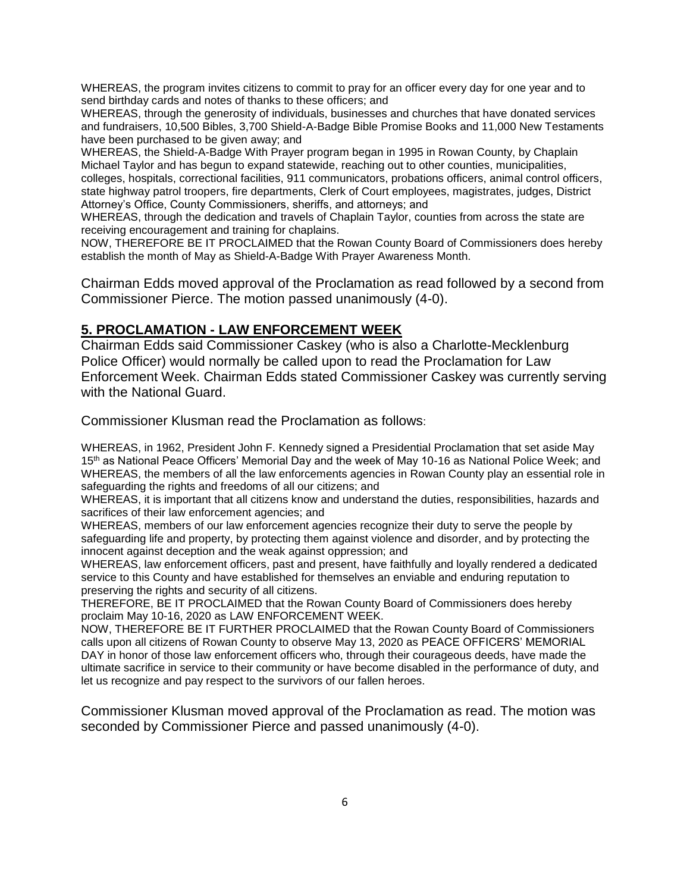WHEREAS, the program invites citizens to commit to pray for an officer every day for one year and to send birthday cards and notes of thanks to these officers; and
WHEREAS, through the generosity of individuals, businesses and churches that have donated services and fundraisers, 10,500 Bibles, 3,700 Shield-A-Badge Bible Promise Books and 11,000 New Testaments have been purchased to be given away; and
WHEREAS, the Shield-A-Badge With Prayer program began in 1995 in Rowan County, by Chaplain Michael Taylor and has begun to expand statewide, reaching out to other counties, municipalities, colleges, hospitals, correctional facilities, 911 communicators, probations officers, animal control officers, state highway patrol troopers, fire departments, Clerk of Court employees, magistrates, judges, District Attorney's Office, County Commissioners, sheriffs, and attorneys; and
WHEREAS, through the dedication and travels of Chaplain Taylor, counties from across the state are receiving encouragement and training for chaplains.
NOW, THEREFORE BE IT PROCLAIMED that the Rowan County Board of Commissioners does hereby establish the month of May as Shield-A-Badge With Prayer Awareness Month.

Chairman Edds moved approval of the Proclamation as read followed by a second from Commissioner Pierce. The motion passed unanimously (4-0).

## 5. PROCLAMATION - LAW ENFORCEMENT WEEK

Chairman Edds said Commissioner Caskey (who is also a Charlotte-Mecklenburg Police Officer) would normally be called upon to read the Proclamation for Law Enforcement Week. Chairman Edds stated Commissioner Caskey was currently serving with the National Guard.

Commissioner Klusman read the Proclamation as follows:

WHEREAS, in 1962, President John F. Kennedy signed a Presidential Proclamation that set aside May 15th as National Peace Officers' Memorial Day and the week of May 10-16 as National Police Week; and
WHEREAS, the members of all the law enforcements agencies in Rowan County play an essential role in safeguarding the rights and freedoms of all our citizens; and
WHEREAS, it is important that all citizens know and understand the duties, responsibilities, hazards and sacrifices of their law enforcement agencies; and
WHEREAS, members of our law enforcement agencies recognize their duty to serve the people by safeguarding life and property, by protecting them against violence and disorder, and by protecting the innocent against deception and the weak against oppression; and
WHEREAS, law enforcement officers, past and present, have faithfully and loyally rendered a dedicated service to this County and have established for themselves an enviable and enduring reputation to preserving the rights and security of all citizens.
THEREFORE, BE IT PROCLAIMED that the Rowan County Board of Commissioners does hereby proclaim May 10-16, 2020 as LAW ENFORCEMENT WEEK.
NOW, THEREFORE BE IT FURTHER PROCLAIMED that the Rowan County Board of Commissioners calls upon all citizens of Rowan County to observe May 13, 2020 as PEACE OFFICERS' MEMORIAL DAY in honor of those law enforcement officers who, through their courageous deeds, have made the ultimate sacrifice in service to their community or have become disabled in the performance of duty, and let us recognize and pay respect to the survivors of our fallen heroes.

Commissioner Klusman moved approval of the Proclamation as read. The motion was seconded by Commissioner Pierce and passed unanimously (4-0).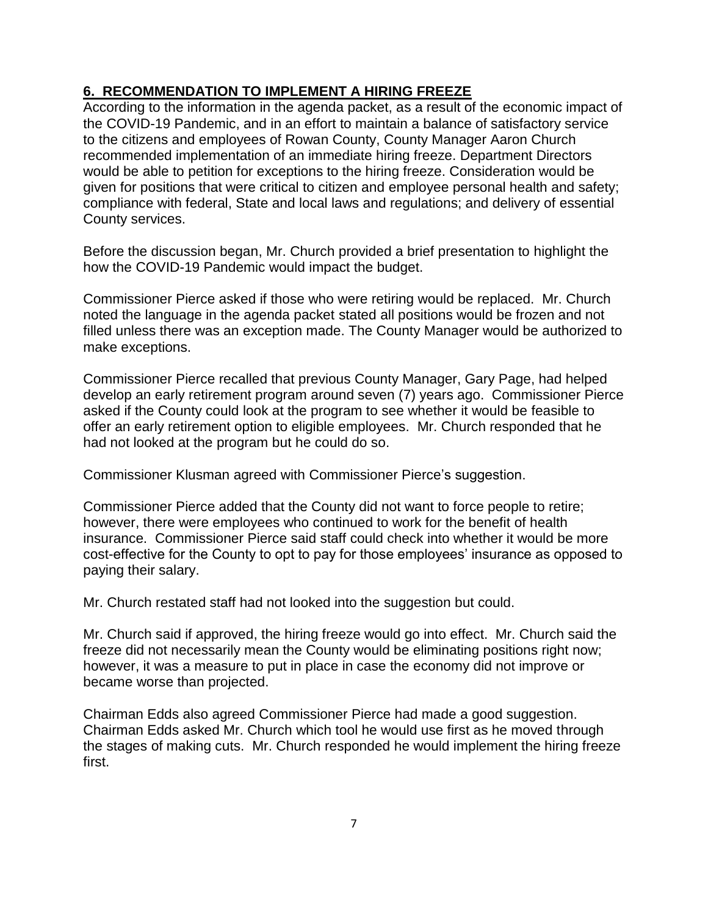**6. RECOMMENDATION TO IMPLEMENT A HIRING FREEZE**

According to the information in the agenda packet, as a result of the economic impact of the COVID-19 Pandemic, and in an effort to maintain a balance of satisfactory service to the citizens and employees of Rowan County, County Manager Aaron Church recommended implementation of an immediate hiring freeze. Department Directors would be able to petition for exceptions to the hiring freeze. Consideration would be given for positions that were critical to citizen and employee personal health and safety; compliance with federal, State and local laws and regulations; and delivery of essential County services.

Before the discussion began, Mr. Church provided a brief presentation to highlight the how the COVID-19 Pandemic would impact the budget.

Commissioner Pierce asked if those who were retiring would be replaced. Mr. Church noted the language in the agenda packet stated all positions would be frozen and not filled unless there was an exception made. The County Manager would be authorized to make exceptions.

Commissioner Pierce recalled that previous County Manager, Gary Page, had helped develop an early retirement program around seven (7) years ago. Commissioner Pierce asked if the County could look at the program to see whether it would be feasible to offer an early retirement option to eligible employees. Mr. Church responded that he had not looked at the program but he could do so.

Commissioner Klusman agreed with Commissioner Pierce's suggestion.

Commissioner Pierce added that the County did not want to force people to retire; however, there were employees who continued to work for the benefit of health insurance. Commissioner Pierce said staff could check into whether it would be more cost-effective for the County to opt to pay for those employees' insurance as opposed to paying their salary.

Mr. Church restated staff had not looked into the suggestion but could.

Mr. Church said if approved, the hiring freeze would go into effect. Mr. Church said the freeze did not necessarily mean the County would be eliminating positions right now; however, it was a measure to put in place in case the economy did not improve or became worse than projected.

Chairman Edds also agreed Commissioner Pierce had made a good suggestion. Chairman Edds asked Mr. Church which tool he would use first as he moved through the stages of making cuts. Mr. Church responded he would implement the hiring freeze first.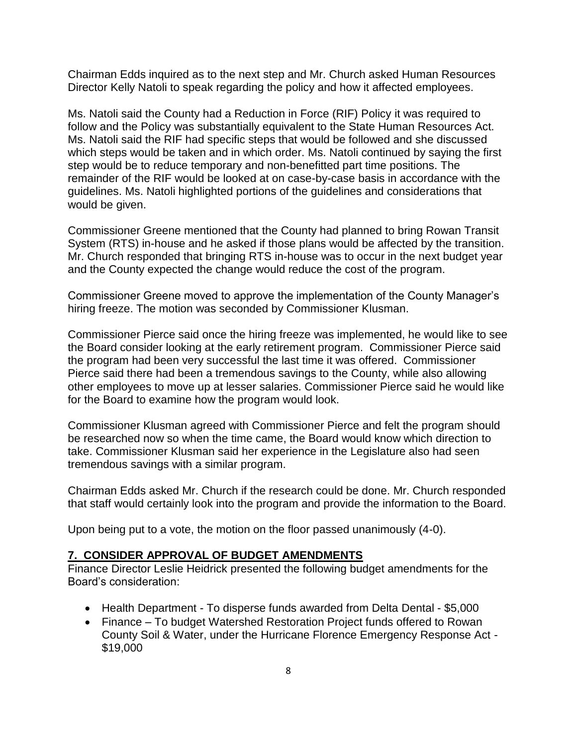Chairman Edds inquired as to the next step and Mr. Church asked Human Resources Director Kelly Natoli to speak regarding the policy and how it affected employees.

Ms. Natoli said the County had a Reduction in Force (RIF) Policy it was required to follow and the Policy was substantially equivalent to the State Human Resources Act. Ms. Natoli said the RIF had specific steps that would be followed and she discussed which steps would be taken and in which order. Ms. Natoli continued by saying the first step would be to reduce temporary and non-benefitted part time positions. The remainder of the RIF would be looked at on case-by-case basis in accordance with the guidelines. Ms. Natoli highlighted portions of the guidelines and considerations that would be given.

Commissioner Greene mentioned that the County had planned to bring Rowan Transit System (RTS) in-house and he asked if those plans would be affected by the transition. Mr. Church responded that bringing RTS in-house was to occur in the next budget year and the County expected the change would reduce the cost of the program.

Commissioner Greene moved to approve the implementation of the County Manager's hiring freeze. The motion was seconded by Commissioner Klusman.

Commissioner Pierce said once the hiring freeze was implemented, he would like to see the Board consider looking at the early retirement program. Commissioner Pierce said the program had been very successful the last time it was offered. Commissioner Pierce said there had been a tremendous savings to the County, while also allowing other employees to move up at lesser salaries. Commissioner Pierce said he would like for the Board to examine how the program would look.

Commissioner Klusman agreed with Commissioner Pierce and felt the program should be researched now so when the time came, the Board would know which direction to take. Commissioner Klusman said her experience in the Legislature also had seen tremendous savings with a similar program.

Chairman Edds asked Mr. Church if the research could be done. Mr. Church responded that staff would certainly look into the program and provide the information to the Board.

Upon being put to a vote, the motion on the floor passed unanimously (4-0).

## 7. CONSIDER APPROVAL OF BUDGET AMENDMENTS

Finance Director Leslie Heidrick presented the following budget amendments for the Board's consideration:

- Health Department - To disperse funds awarded from Delta Dental - $5,000
- Finance – To budget Watershed Restoration Project funds offered to Rowan County Soil & Water, under the Hurricane Florence Emergency Response Act - $19,000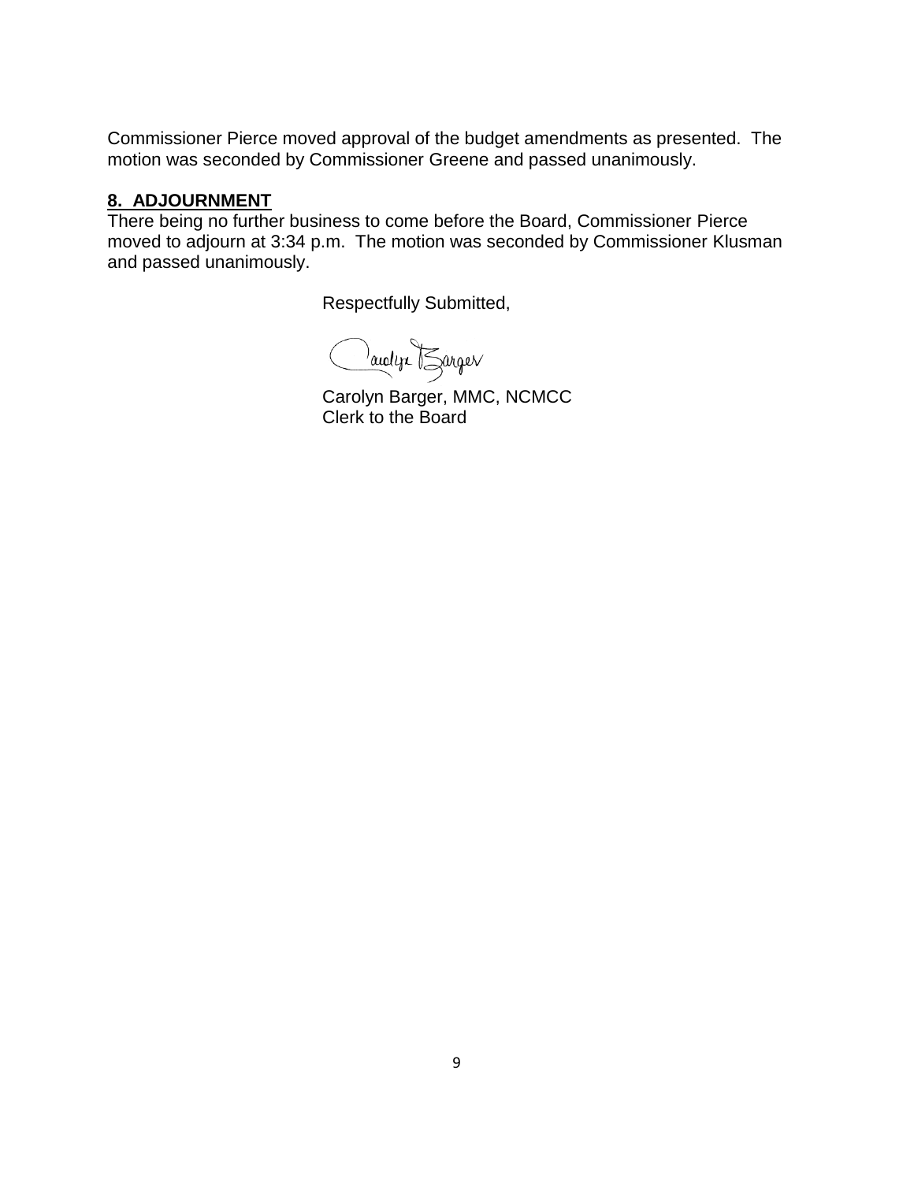Commissioner Pierce moved approval of the budget amendments as presented. The motion was seconded by Commissioner Greene and passed unanimously.

## **8. ADJOURNMENT**

There being no further business to come before the Board, Commissioner Pierce moved to adjourn at 3:34 p.m. The motion was seconded by Commissioner Klusman and passed unanimously.

Respectfully Submitted,

Carolyn Barger, MMC, NCMCC
Clerk to the Board